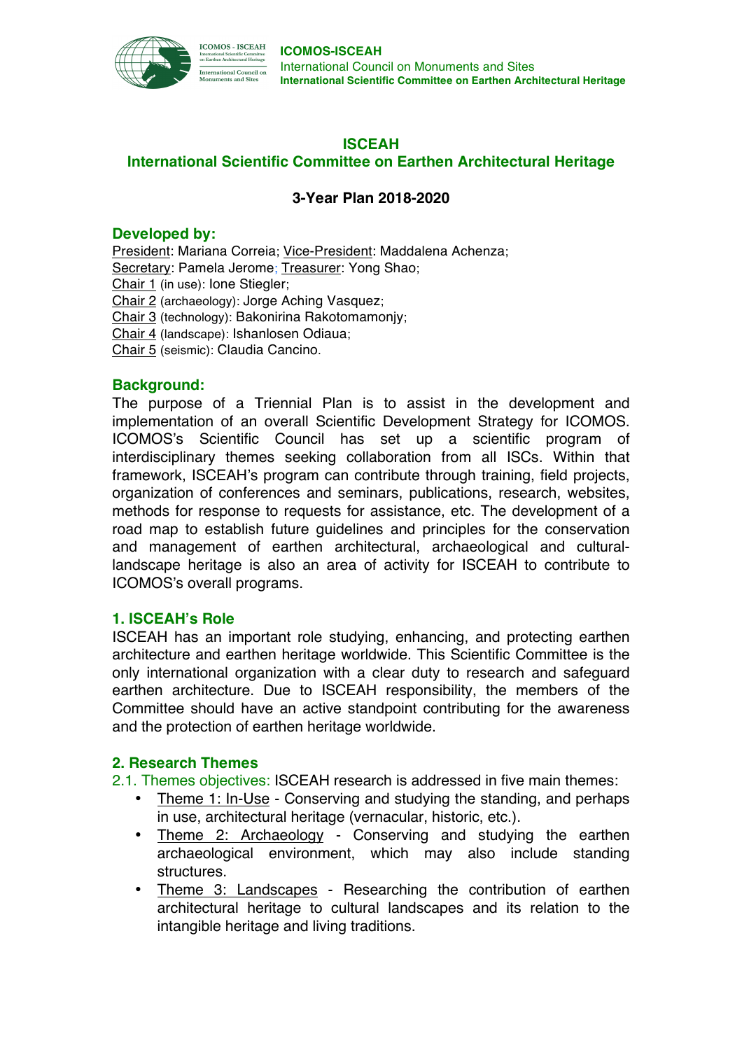**ICOMOS-ISCEAH**
International Council on Monuments and Sites
**International Scientific Committee on Earthen Architectural Heritage**

# ISCEAH
# International Scientific Committee on Earthen Architectural Heritage

## 3-Year Plan 2018-2020

### Developed by:

President: Mariana Correia; Vice-President: Maddalena Achenza;
Secretary: Pamela Jerome; Treasurer: Yong Shao;
Chair 1 (in use): Ione Stiegler;
Chair 2 (archaeology): Jorge Aching Vasquez;
Chair 3 (technology): Bakonirina Rakotomamonjy;
Chair 4 (landscape): Ishanlosen Odiaua;
Chair 5 (seismic): Claudia Cancino.

### Background:

The purpose of a Triennial Plan is to assist in the development and implementation of an overall Scientific Development Strategy for ICOMOS. ICOMOS's Scientific Council has set up a scientific program of interdisciplinary themes seeking collaboration from all ISCs. Within that framework, ISCEAH's program can contribute through training, field projects, organization of conferences and seminars, publications, research, websites, methods for response to requests for assistance, etc. The development of a road map to establish future guidelines and principles for the conservation and management of earthen architectural, archaeological and cultural-landscape heritage is also an area of activity for ISCEAH to contribute to ICOMOS's overall programs.

### 1. ISCEAH's Role

ISCEAH has an important role studying, enhancing, and protecting earthen architecture and earthen heritage worldwide. This Scientific Committee is the only international organization with a clear duty to research and safeguard earthen architecture. Due to ISCEAH responsibility, the members of the Committee should have an active standpoint contributing for the awareness and the protection of earthen heritage worldwide.

### 2. Research Themes

2.1. Themes objectives: ISCEAH research is addressed in five main themes:

- Theme 1: In-Use - Conserving and studying the standing, and perhaps in use, architectural heritage (vernacular, historic, etc.).
- Theme 2: Archaeology - Conserving and studying the earthen archaeological environment, which may also include standing structures.
- Theme 3: Landscapes - Researching the contribution of earthen architectural heritage to cultural landscapes and its relation to the intangible heritage and living traditions.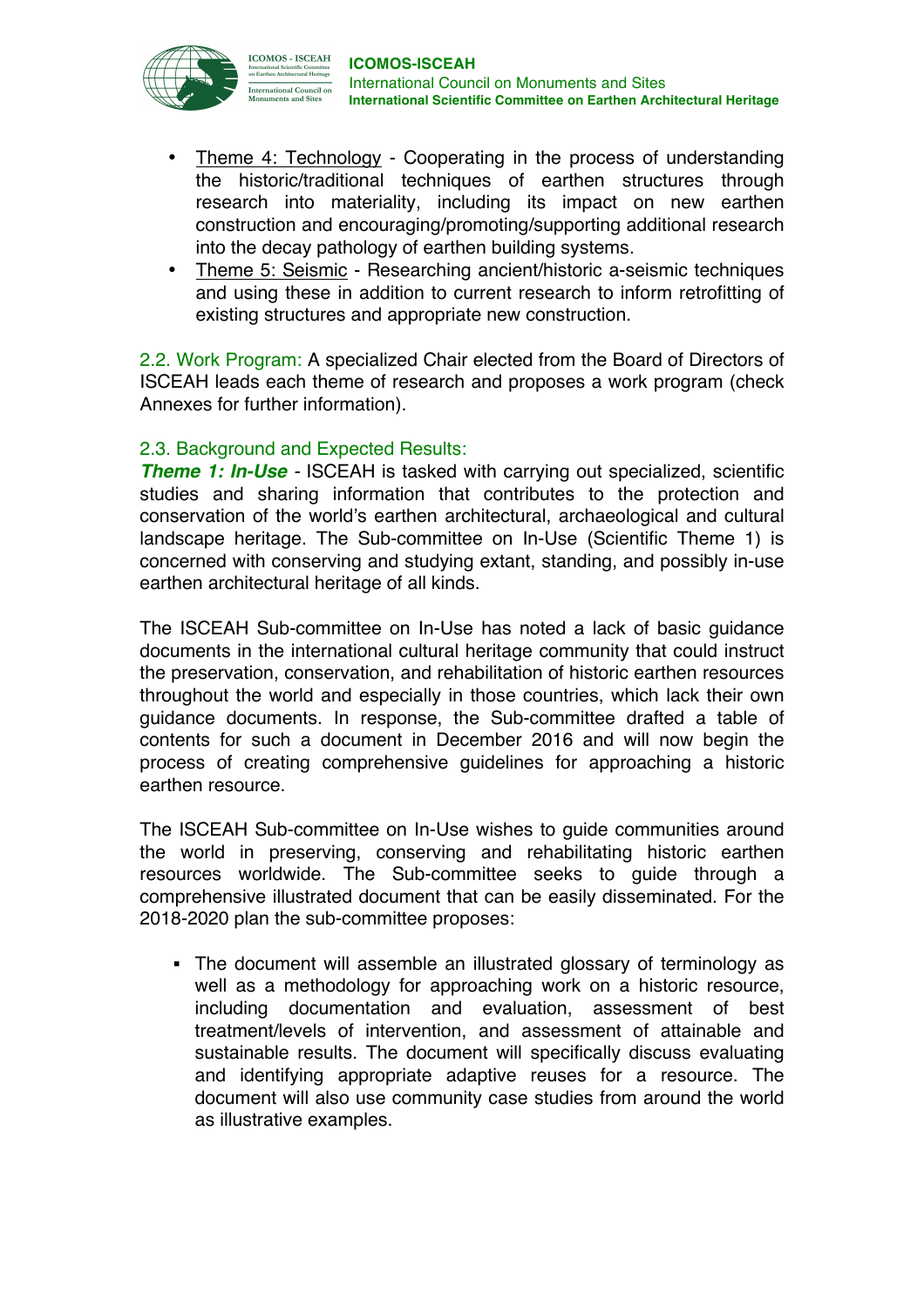- Theme 4: Technology - Cooperating in the process of understanding the historic/traditional techniques of earthen structures through research into materiality, including its impact on new earthen construction and encouraging/promoting/supporting additional research into the decay pathology of earthen building systems.
- Theme 5: Seismic - Researching ancient/historic a-seismic techniques and using these in addition to current research to inform retrofitting of existing structures and appropriate new construction.

2.2. Work Program: A specialized Chair elected from the Board of Directors of ISCEAH leads each theme of research and proposes a work program (check Annexes for further information).

### 2.3. Background and Expected Results:

***Theme 1: In-Use*** - ISCEAH is tasked with carrying out specialized, scientific studies and sharing information that contributes to the protection and conservation of the world's earthen architectural, archaeological and cultural landscape heritage. The Sub-committee on In-Use (Scientific Theme 1) is concerned with conserving and studying extant, standing, and possibly in-use earthen architectural heritage of all kinds.

The ISCEAH Sub-committee on In-Use has noted a lack of basic guidance documents in the international cultural heritage community that could instruct the preservation, conservation, and rehabilitation of historic earthen resources throughout the world and especially in those countries, which lack their own guidance documents. In response, the Sub-committee drafted a table of contents for such a document in December 2016 and will now begin the process of creating comprehensive guidelines for approaching a historic earthen resource.

The ISCEAH Sub-committee on In-Use wishes to guide communities around the world in preserving, conserving and rehabilitating historic earthen resources worldwide. The Sub-committee seeks to guide through a comprehensive illustrated document that can be easily disseminated. For the 2018-2020 plan the sub-committee proposes:

- The document will assemble an illustrated glossary of terminology as well as a methodology for approaching work on a historic resource, including documentation and evaluation, assessment of best treatment/levels of intervention, and assessment of attainable and sustainable results. The document will specifically discuss evaluating and identifying appropriate adaptive reuses for a resource. The document will also use community case studies from around the world as illustrative examples.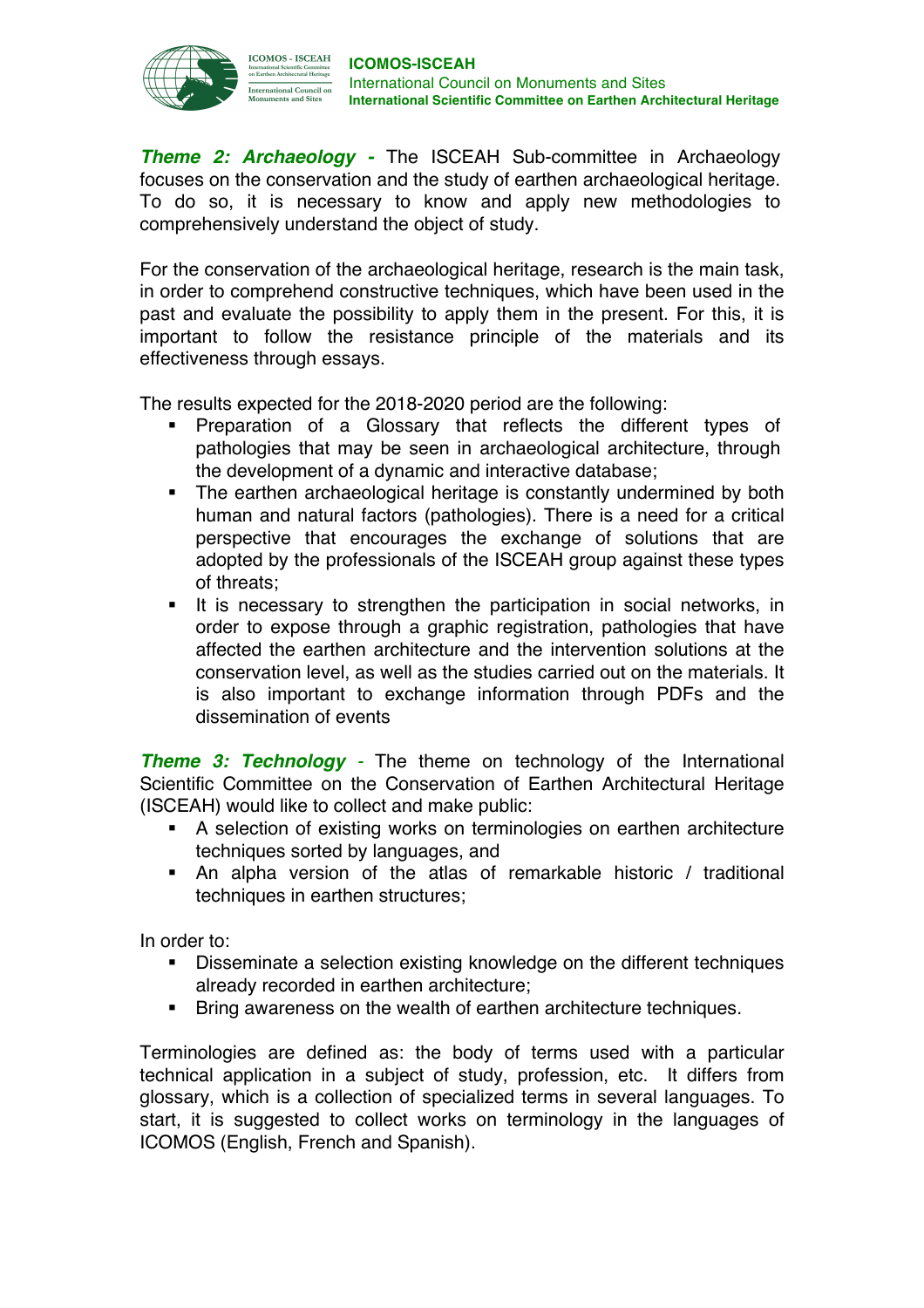***Theme 2: Archaeology -*** The ISCEAH Sub-committee in Archaeology focuses on the conservation and the study of earthen archaeological heritage. To do so, it is necessary to know and apply new methodologies to comprehensively understand the object of study.

For the conservation of the archaeological heritage, research is the main task, in order to comprehend constructive techniques, which have been used in the past and evaluate the possibility to apply them in the present. For this, it is important to follow the resistance principle of the materials and its effectiveness through essays.

The results expected for the 2018-2020 period are the following:

- Preparation of a Glossary that reflects the different types of pathologies that may be seen in archaeological architecture, through the development of a dynamic and interactive database;
- The earthen archaeological heritage is constantly undermined by both human and natural factors (pathologies). There is a need for a critical perspective that encourages the exchange of solutions that are adopted by the professionals of the ISCEAH group against these types of threats;
- It is necessary to strengthen the participation in social networks, in order to expose through a graphic registration, pathologies that have affected the earthen architecture and the intervention solutions at the conservation level, as well as the studies carried out on the materials. It is also important to exchange information through PDFs and the dissemination of events

***Theme 3: Technology*** - The theme on technology of the International Scientific Committee on the Conservation of Earthen Architectural Heritage (ISCEAH) would like to collect and make public:

- A selection of existing works on terminologies on earthen architecture techniques sorted by languages, and
- An alpha version of the atlas of remarkable historic / traditional techniques in earthen structures;

In order to:

- Disseminate a selection existing knowledge on the different techniques already recorded in earthen architecture;
- Bring awareness on the wealth of earthen architecture techniques.

Terminologies are defined as: the body of terms used with a particular technical application in a subject of study, profession, etc. It differs from glossary, which is a collection of specialized terms in several languages. To start, it is suggested to collect works on terminology in the languages of ICOMOS (English, French and Spanish).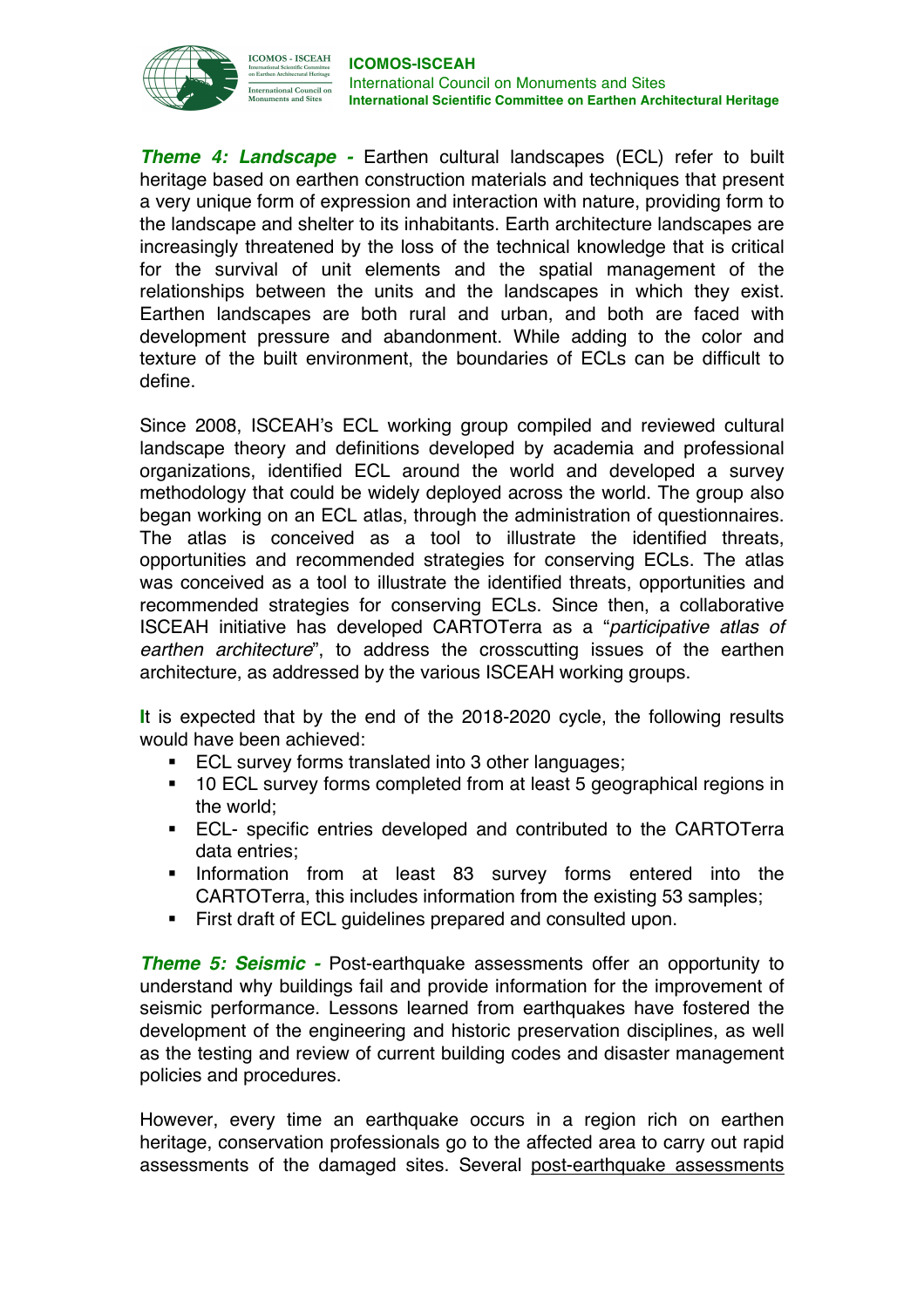***Theme 4: Landscape -*** Earthen cultural landscapes (ECL) refer to built heritage based on earthen construction materials and techniques that present a very unique form of expression and interaction with nature, providing form to the landscape and shelter to its inhabitants. Earth architecture landscapes are increasingly threatened by the loss of the technical knowledge that is critical for the survival of unit elements and the spatial management of the relationships between the units and the landscapes in which they exist. Earthen landscapes are both rural and urban, and both are faced with development pressure and abandonment. While adding to the color and texture of the built environment, the boundaries of ECLs can be difficult to define.

Since 2008, ISCEAH's ECL working group compiled and reviewed cultural landscape theory and definitions developed by academia and professional organizations, identified ECL around the world and developed a survey methodology that could be widely deployed across the world. The group also began working on an ECL atlas, through the administration of questionnaires. The atlas is conceived as a tool to illustrate the identified threats, opportunities and recommended strategies for conserving ECLs. The atlas was conceived as a tool to illustrate the identified threats, opportunities and recommended strategies for conserving ECLs. Since then, a collaborative ISCEAH initiative has developed CARTOTerra as a "*participative atlas of earthen architecture*", to address the crosscutting issues of the earthen architecture, as addressed by the various ISCEAH working groups.

It is expected that by the end of the 2018-2020 cycle, the following results would have been achieved:

- ECL survey forms translated into 3 other languages;
- 10 ECL survey forms completed from at least 5 geographical regions in the world;
- ECL- specific entries developed and contributed to the CARTOTerra data entries;
- Information from at least 83 survey forms entered into the CARTOTerra, this includes information from the existing 53 samples;
- First draft of ECL guidelines prepared and consulted upon.

***Theme 5: Seismic -*** Post-earthquake assessments offer an opportunity to understand why buildings fail and provide information for the improvement of seismic performance. Lessons learned from earthquakes have fostered the development of the engineering and historic preservation disciplines, as well as the testing and review of current building codes and disaster management policies and procedures.

However, every time an earthquake occurs in a region rich on earthen heritage, conservation professionals go to the affected area to carry out rapid assessments of the damaged sites. Several post-earthquake assessments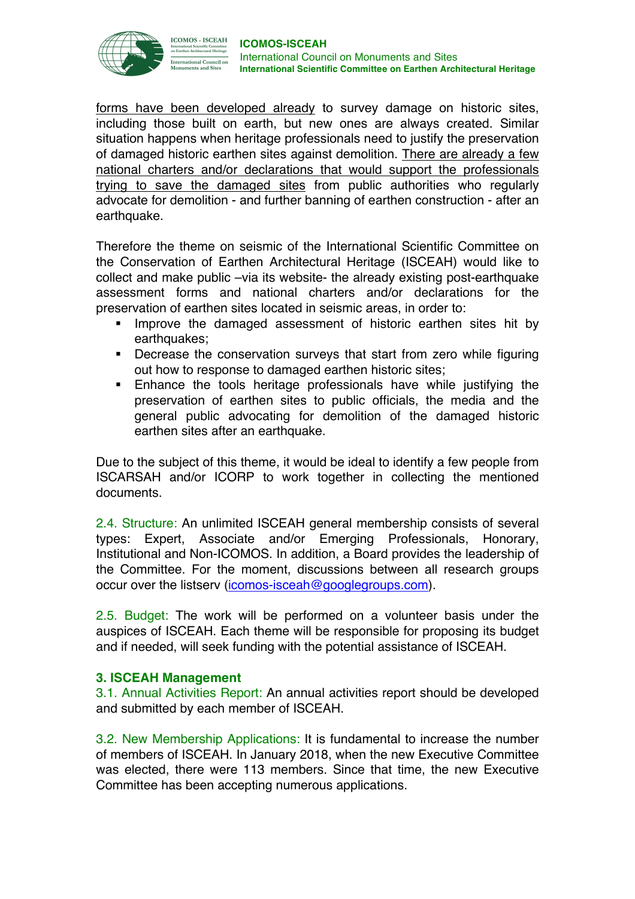forms have been developed already to survey damage on historic sites, including those built on earth, but new ones are always created. Similar situation happens when heritage professionals need to justify the preservation of damaged historic earthen sites against demolition. There are already a few national charters and/or declarations that would support the professionals trying to save the damaged sites from public authorities who regularly advocate for demolition - and further banning of earthen construction - after an earthquake.

Therefore the theme on seismic of the International Scientific Committee on the Conservation of Earthen Architectural Heritage (ISCEAH) would like to collect and make public –via its website- the already existing post-earthquake assessment forms and national charters and/or declarations for the preservation of earthen sites located in seismic areas, in order to:

- Improve the damaged assessment of historic earthen sites hit by earthquakes;
- Decrease the conservation surveys that start from zero while figuring out how to response to damaged earthen historic sites;
- Enhance the tools heritage professionals have while justifying the preservation of earthen sites to public officials, the media and the general public advocating for demolition of the damaged historic earthen sites after an earthquake.

Due to the subject of this theme, it would be ideal to identify a few people from ISCARSAH and/or ICORP to work together in collecting the mentioned documents.

2.4. Structure: An unlimited ISCEAH general membership consists of several types: Expert, Associate and/or Emerging Professionals, Honorary, Institutional and Non-ICOMOS. In addition, a Board provides the leadership of the Committee. For the moment, discussions between all research groups occur over the listserv (icomos-isceah@googlegroups.com).

2.5. Budget: The work will be performed on a volunteer basis under the auspices of ISCEAH. Each theme will be responsible for proposing its budget and if needed, will seek funding with the potential assistance of ISCEAH.

## 3. ISCEAH Management

3.1. Annual Activities Report: An annual activities report should be developed and submitted by each member of ISCEAH.

3.2. New Membership Applications: It is fundamental to increase the number of members of ISCEAH. In January 2018, when the new Executive Committee was elected, there were 113 members. Since that time, the new Executive Committee has been accepting numerous applications.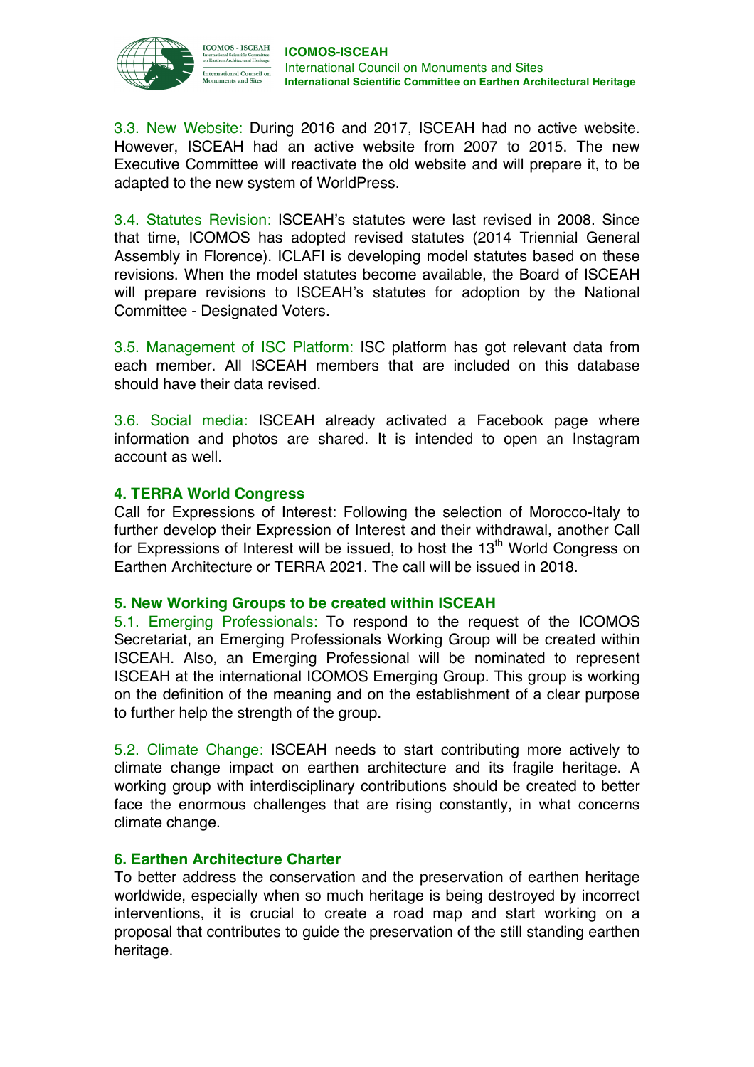3.3. New Website: During 2016 and 2017, ISCEAH had no active website. However, ISCEAH had an active website from 2007 to 2015. The new Executive Committee will reactivate the old website and will prepare it, to be adapted to the new system of WorldPress.

3.4. Statutes Revision: ISCEAH's statutes were last revised in 2008. Since that time, ICOMOS has adopted revised statutes (2014 Triennial General Assembly in Florence). ICLAFI is developing model statutes based on these revisions. When the model statutes become available, the Board of ISCEAH will prepare revisions to ISCEAH's statutes for adoption by the National Committee - Designated Voters.

3.5. Management of ISC Platform: ISC platform has got relevant data from each member. All ISCEAH members that are included on this database should have their data revised.

3.6. Social media: ISCEAH already activated a Facebook page where information and photos are shared. It is intended to open an Instagram account as well.

## 4. TERRA World Congress

Call for Expressions of Interest: Following the selection of Morocco-Italy to further develop their Expression of Interest and their withdrawal, another Call for Expressions of Interest will be issued, to host the 13th World Congress on Earthen Architecture or TERRA 2021. The call will be issued in 2018.

## 5. New Working Groups to be created within ISCEAH

5.1. Emerging Professionals: To respond to the request of the ICOMOS Secretariat, an Emerging Professionals Working Group will be created within ISCEAH. Also, an Emerging Professional will be nominated to represent ISCEAH at the international ICOMOS Emerging Group. This group is working on the definition of the meaning and on the establishment of a clear purpose to further help the strength of the group.

5.2. Climate Change: ISCEAH needs to start contributing more actively to climate change impact on earthen architecture and its fragile heritage. A working group with interdisciplinary contributions should be created to better face the enormous challenges that are rising constantly, in what concerns climate change.

## 6. Earthen Architecture Charter

To better address the conservation and the preservation of earthen heritage worldwide, especially when so much heritage is being destroyed by incorrect interventions, it is crucial to create a road map and start working on a proposal that contributes to guide the preservation of the still standing earthen heritage.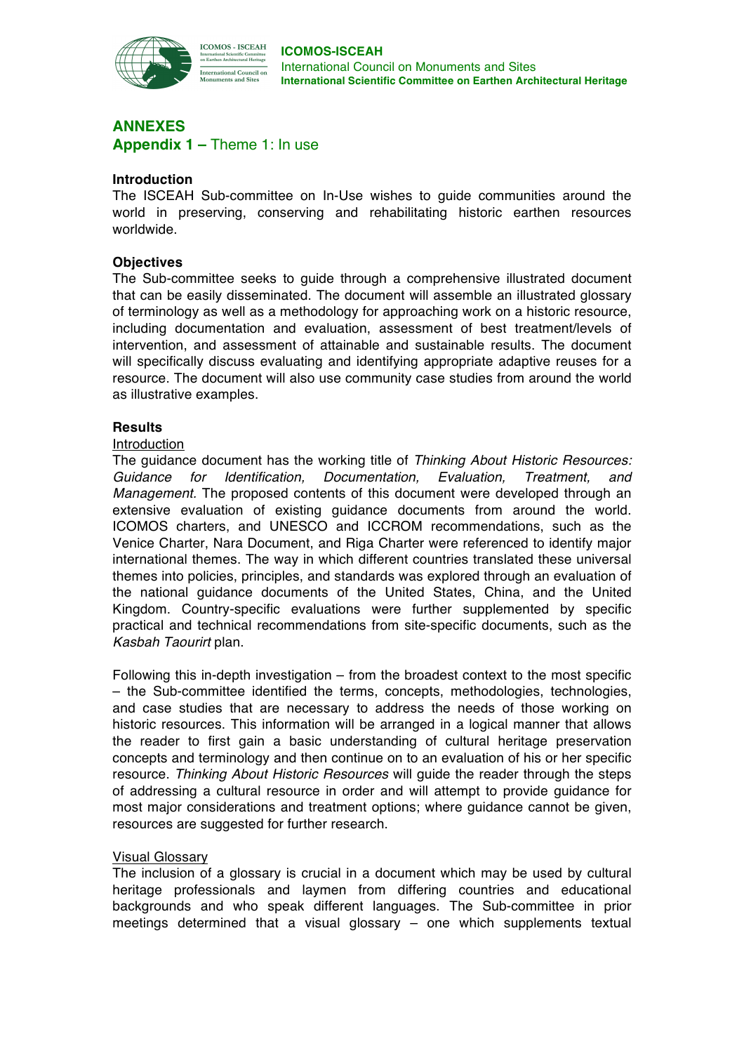# ANNEXES

## Appendix 1 – Theme 1: In use

### Introduction

The ISCEAH Sub-committee on In-Use wishes to guide communities around the world in preserving, conserving and rehabilitating historic earthen resources worldwide.

### Objectives

The Sub-committee seeks to guide through a comprehensive illustrated document that can be easily disseminated. The document will assemble an illustrated glossary of terminology as well as a methodology for approaching work on a historic resource, including documentation and evaluation, assessment of best treatment/levels of intervention, and assessment of attainable and sustainable results. The document will specifically discuss evaluating and identifying appropriate adaptive reuses for a resource. The document will also use community case studies from around the world as illustrative examples.

### Results

Introduction

The guidance document has the working title of *Thinking About Historic Resources: Guidance for Identification, Documentation, Evaluation, Treatment, and Management.* The proposed contents of this document were developed through an extensive evaluation of existing guidance documents from around the world. ICOMOS charters, and UNESCO and ICCROM recommendations, such as the Venice Charter, Nara Document, and Riga Charter were referenced to identify major international themes. The way in which different countries translated these universal themes into policies, principles, and standards was explored through an evaluation of the national guidance documents of the United States, China, and the United Kingdom. Country-specific evaluations were further supplemented by specific practical and technical recommendations from site-specific documents, such as the *Kasbah Taourirt* plan.

Following this in-depth investigation – from the broadest context to the most specific – the Sub-committee identified the terms, concepts, methodologies, technologies, and case studies that are necessary to address the needs of those working on historic resources. This information will be arranged in a logical manner that allows the reader to first gain a basic understanding of cultural heritage preservation concepts and terminology and then continue on to an evaluation of his or her specific resource. *Thinking About Historic Resources* will guide the reader through the steps of addressing a cultural resource in order and will attempt to provide guidance for most major considerations and treatment options; where guidance cannot be given, resources are suggested for further research.

Visual Glossary

The inclusion of a glossary is crucial in a document which may be used by cultural heritage professionals and laymen from differing countries and educational backgrounds and who speak different languages. The Sub-committee in prior meetings determined that a visual glossary – one which supplements textual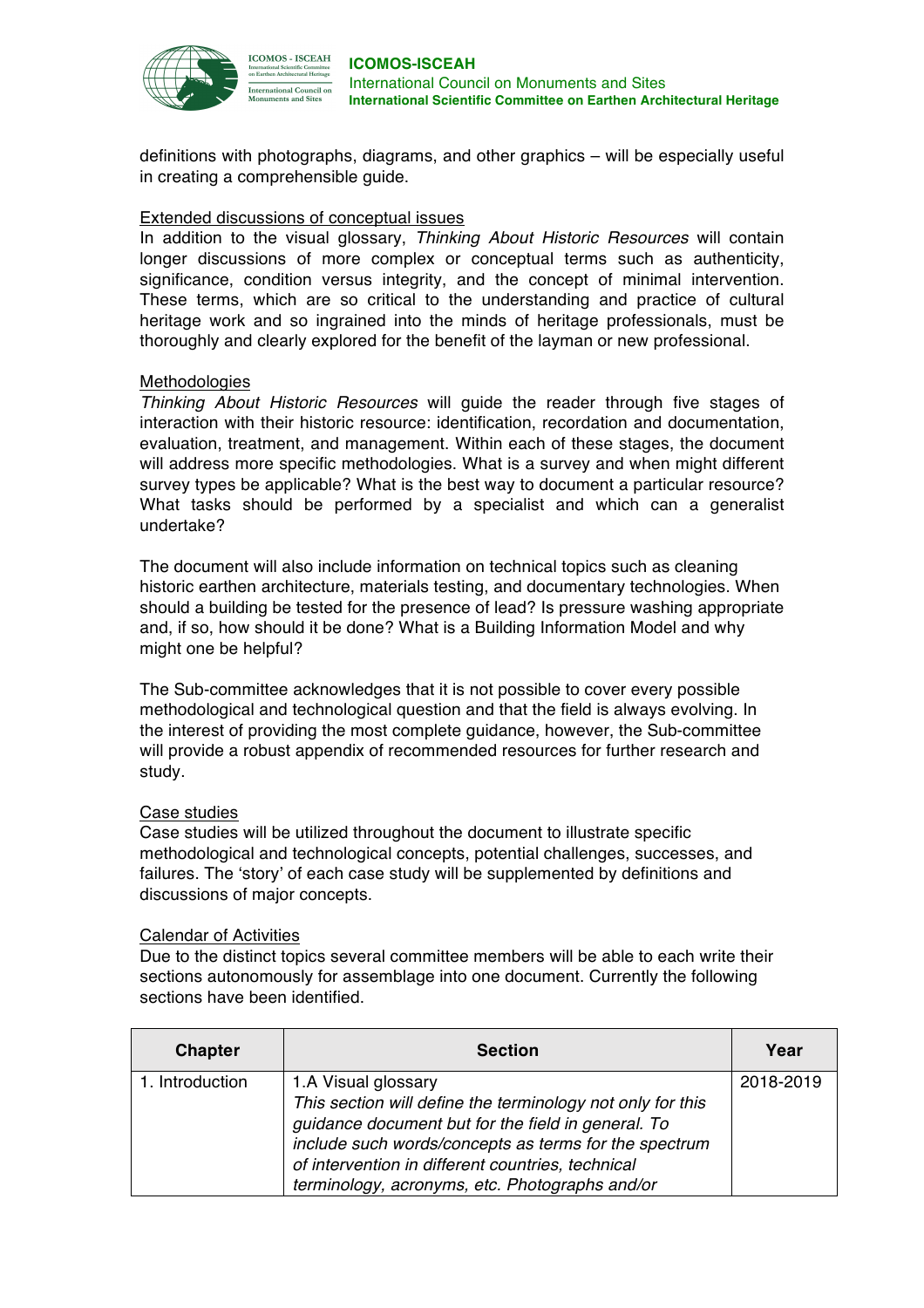definitions with photographs, diagrams, and other graphics – will be especially useful in creating a comprehensible guide.

Extended discussions of conceptual issues

In addition to the visual glossary, *Thinking About Historic Resources* will contain longer discussions of more complex or conceptual terms such as authenticity, significance, condition versus integrity, and the concept of minimal intervention. These terms, which are so critical to the understanding and practice of cultural heritage work and so ingrained into the minds of heritage professionals, must be thoroughly and clearly explored for the benefit of the layman or new professional.

Methodologies

*Thinking About Historic Resources* will guide the reader through five stages of interaction with their historic resource: identification, recordation and documentation, evaluation, treatment, and management. Within each of these stages, the document will address more specific methodologies. What is a survey and when might different survey types be applicable? What is the best way to document a particular resource? What tasks should be performed by a specialist and which can a generalist undertake?

The document will also include information on technical topics such as cleaning historic earthen architecture, materials testing, and documentary technologies. When should a building be tested for the presence of lead? Is pressure washing appropriate and, if so, how should it be done? What is a Building Information Model and why might one be helpful?

The Sub-committee acknowledges that it is not possible to cover every possible methodological and technological question and that the field is always evolving. In the interest of providing the most complete guidance, however, the Sub-committee will provide a robust appendix of recommended resources for further research and study.

Case studies

Case studies will be utilized throughout the document to illustrate specific methodological and technological concepts, potential challenges, successes, and failures. The 'story' of each case study will be supplemented by definitions and discussions of major concepts.

Calendar of Activities

Due to the distinct topics several committee members will be able to each write their sections autonomously for assemblage into one document. Currently the following sections have been identified.

| Chapter | Section | Year |
|---|---|---|
| 1. Introduction | 1.A Visual glossary<br>*This section will define the terminology not only for this guidance document but for the field in general. To include such words/concepts as terms for the spectrum of intervention in different countries, technical terminology, acronyms, etc. Photographs and/or* | 2018-2019 |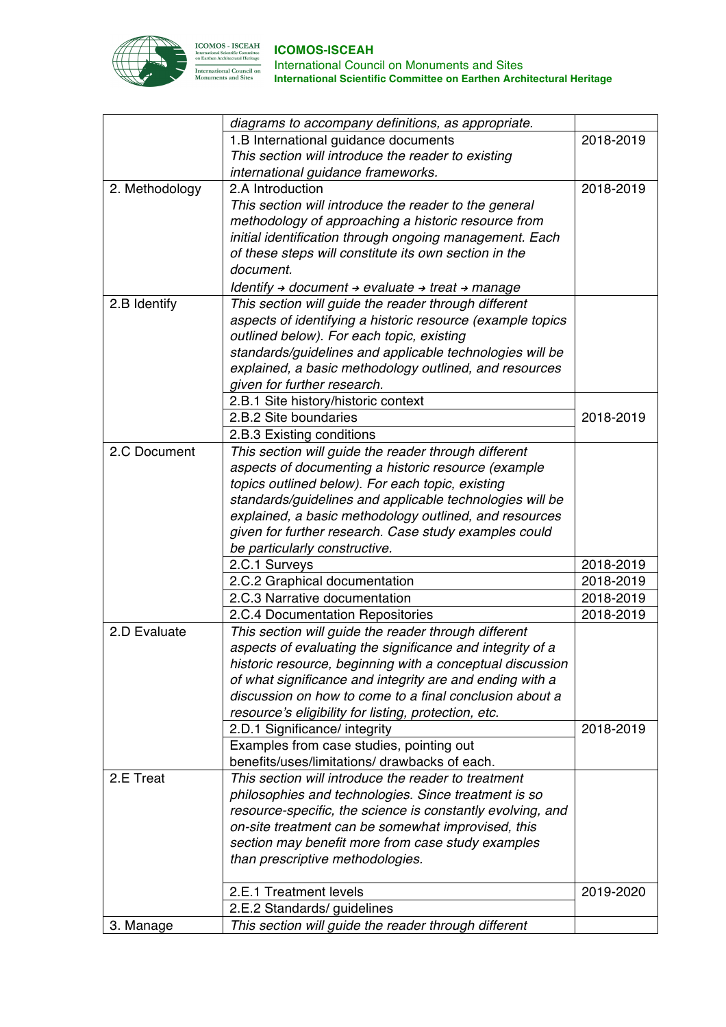| | | |
|---|---|---|
| | *diagrams to accompany definitions, as appropriate.* | |
| | 1.B International guidance documents *This section will introduce the reader to existing international guidance frameworks.* | 2018-2019 |
| 2. Methodology | 2.A Introduction *This section will introduce the reader to the general methodology of approaching a historic resource from initial identification through ongoing management. Each of these steps will constitute its own section in the document.* *Identify → document → evaluate → treat → manage* | 2018-2019 |
| 2.B Identify | *This section will guide the reader through different aspects of identifying a historic resource (example topics outlined below). For each topic, existing standards/guidelines and applicable technologies will be explained, a basic methodology outlined, and resources given for further research.* | |
| | 2.B.1 Site history/historic context | 2018-2019 |
| | 2.B.2 Site boundaries | |
| | 2.B.3 Existing conditions | |
| 2.C Document | *This section will guide the reader through different aspects of documenting a historic resource (example topics outlined below). For each topic, existing standards/guidelines and applicable technologies will be explained, a basic methodology outlined, and resources given for further research. Case study examples could be particularly constructive.* | |
| | 2.C.1 Surveys | 2018-2019 |
| | 2.C.2 Graphical documentation | 2018-2019 |
| | 2.C.3 Narrative documentation | 2018-2019 |
| | 2.C.4 Documentation Repositories | 2018-2019 |
| 2.D Evaluate | *This section will guide the reader through different aspects of evaluating the significance and integrity of a historic resource, beginning with a conceptual discussion of what significance and integrity are and ending with a discussion on how to come to a final conclusion about a resource's eligibility for listing, protection, etc.* | |
| | 2.D.1 Significance/ integrity | 2018-2019 |
| | Examples from case studies, pointing out benefits/uses/limitations/ drawbacks of each. | |
| 2.E Treat | *This section will introduce the reader to treatment philosophies and technologies. Since treatment is so resource-specific, the science is constantly evolving, and on-site treatment can be somewhat improvised, this section may benefit more from case study examples than prescriptive methodologies.* | |
| | 2.E.1 Treatment levels | 2019-2020 |
| | 2.E.2 Standards/ guidelines | |
| 3. Manage | *This section will guide the reader through different* | |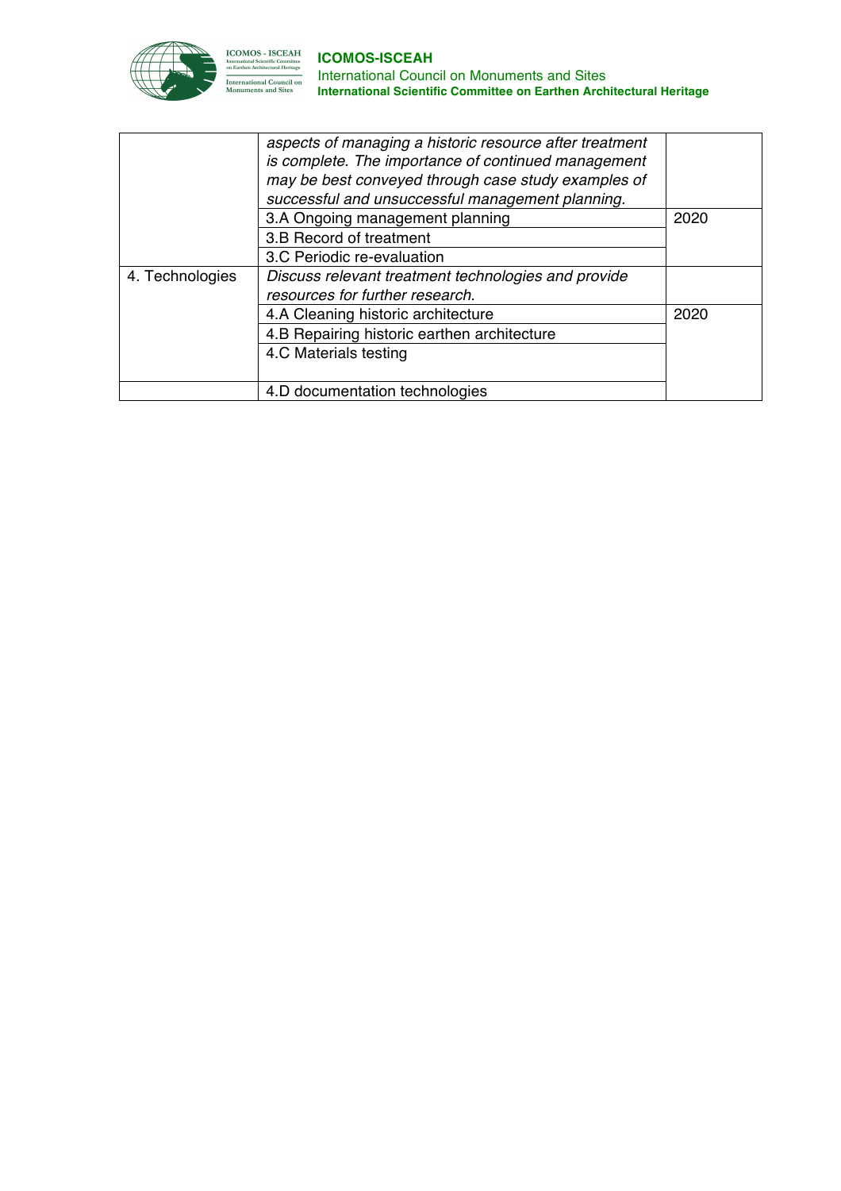| | | |
|---|---|---|
| | *aspects of managing a historic resource after treatment is complete. The importance of continued management may be best conveyed through case study examples of successful and unsuccessful management planning.* | |
| | 3.A Ongoing management planning | 2020 |
| | 3.B Record of treatment | |
| | 3.C Periodic re-evaluation | |
| 4. Technologies | *Discuss relevant treatment technologies and provide resources for further research.* | |
| | 4.A Cleaning historic architecture | 2020 |
| | 4.B Repairing historic earthen architecture | |
| | 4.C Materials testing | |
| | 4.D documentation technologies | |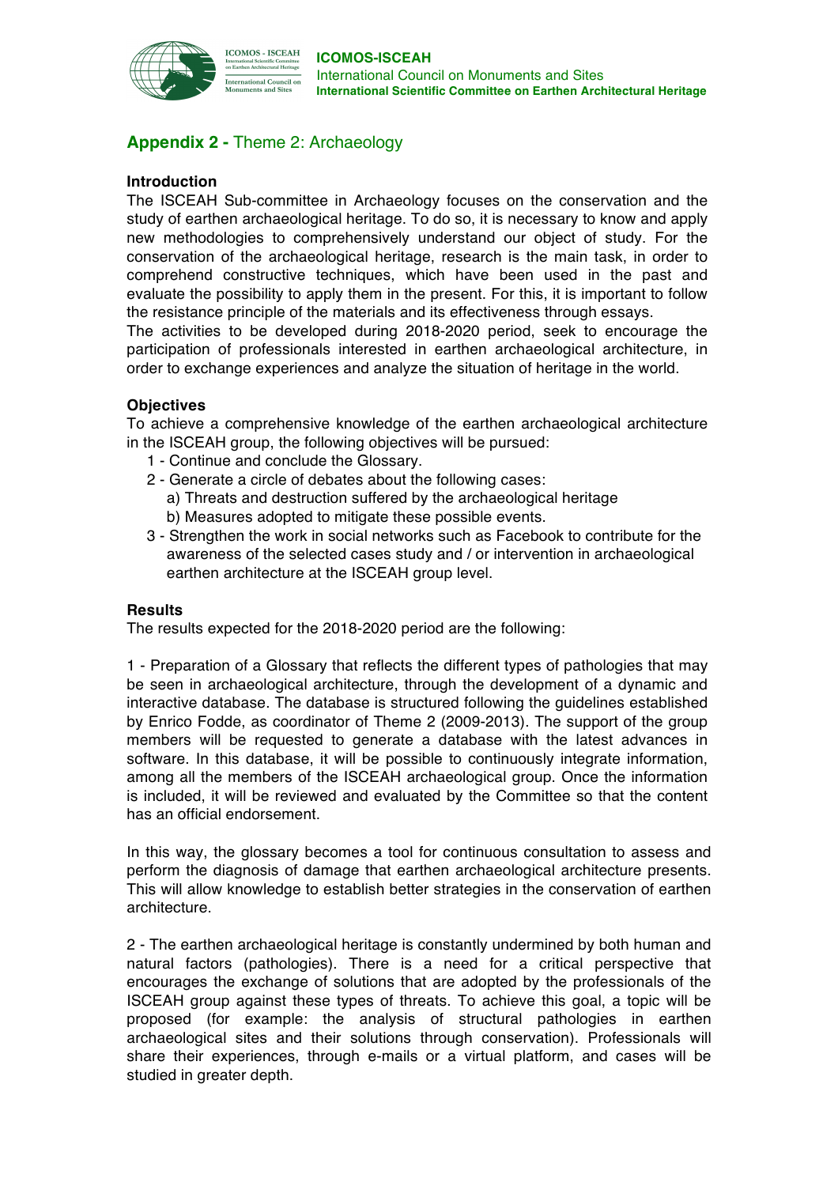## Appendix 2 - Theme 2: Archaeology

### Introduction

The ISCEAH Sub-committee in Archaeology focuses on the conservation and the study of earthen archaeological heritage. To do so, it is necessary to know and apply new methodologies to comprehensively understand our object of study. For the conservation of the archaeological heritage, research is the main task, in order to comprehend constructive techniques, which have been used in the past and evaluate the possibility to apply them in the present. For this, it is important to follow the resistance principle of the materials and its effectiveness through essays.

The activities to be developed during 2018-2020 period, seek to encourage the participation of professionals interested in earthen archaeological architecture, in order to exchange experiences and analyze the situation of heritage in the world.

### Objectives

To achieve a comprehensive knowledge of the earthen archaeological architecture in the ISCEAH group, the following objectives will be pursued:

1 - Continue and conclude the Glossary.

2 - Generate a circle of debates about the following cases:

- a) Threats and destruction suffered by the archaeological heritage
- b) Measures adopted to mitigate these possible events.

3 - Strengthen the work in social networks such as Facebook to contribute for the awareness of the selected cases study and / or intervention in archaeological earthen architecture at the ISCEAH group level.

### Results

The results expected for the 2018-2020 period are the following:

1 - Preparation of a Glossary that reflects the different types of pathologies that may be seen in archaeological architecture, through the development of a dynamic and interactive database. The database is structured following the guidelines established by Enrico Fodde, as coordinator of Theme 2 (2009-2013). The support of the group members will be requested to generate a database with the latest advances in software. In this database, it will be possible to continuously integrate information, among all the members of the ISCEAH archaeological group. Once the information is included, it will be reviewed and evaluated by the Committee so that the content has an official endorsement.

In this way, the glossary becomes a tool for continuous consultation to assess and perform the diagnosis of damage that earthen archaeological architecture presents. This will allow knowledge to establish better strategies in the conservation of earthen architecture.

2 - The earthen archaeological heritage is constantly undermined by both human and natural factors (pathologies). There is a need for a critical perspective that encourages the exchange of solutions that are adopted by the professionals of the ISCEAH group against these types of threats. To achieve this goal, a topic will be proposed (for example: the analysis of structural pathologies in earthen archaeological sites and their solutions through conservation). Professionals will share their experiences, through e-mails or a virtual platform, and cases will be studied in greater depth.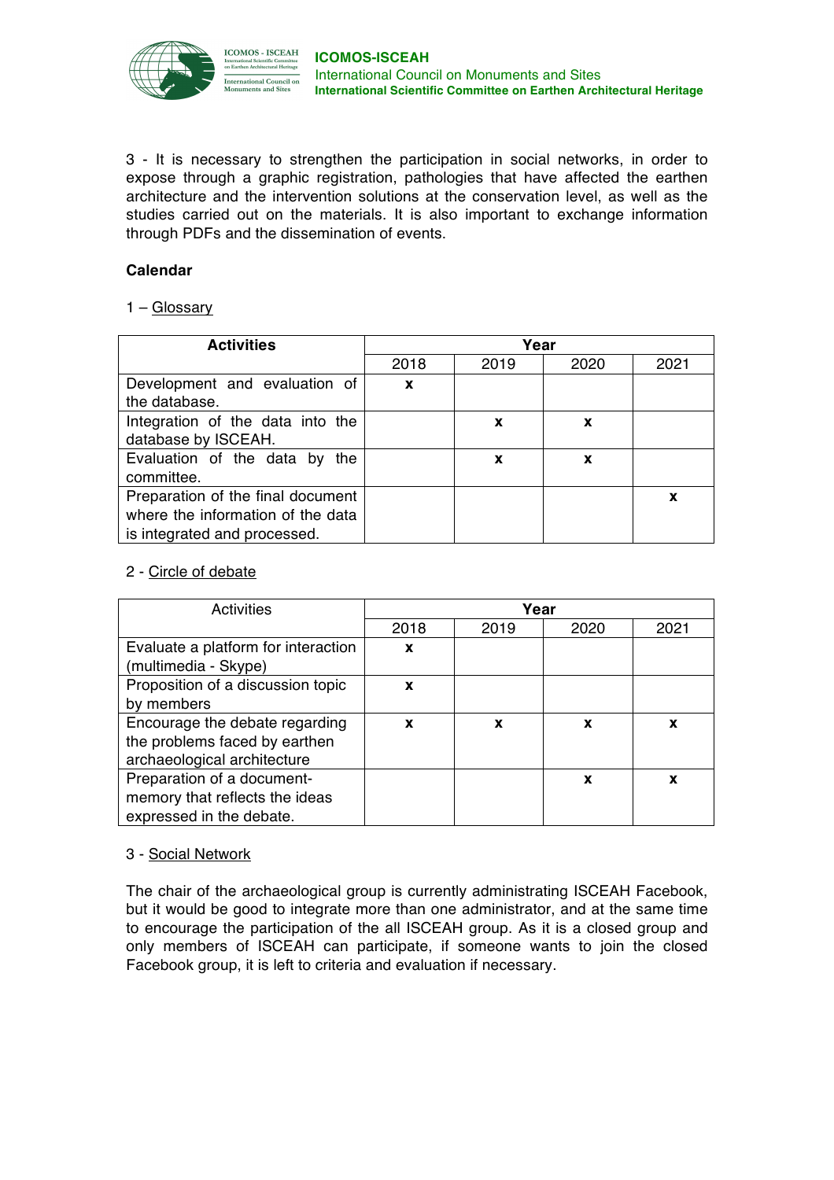3 - It is necessary to strengthen the participation in social networks, in order to expose through a graphic registration, pathologies that have affected the earthen architecture and the intervention solutions at the conservation level, as well as the studies carried out on the materials. It is also important to exchange information through PDFs and the dissemination of events.

**Calendar**

1 – Glossary

| **Activities** | **Year** | | | |
|---|---|---|---|---|
| | 2018 | 2019 | 2020 | 2021 |
| Development and evaluation of the database. | **x** | | | |
| Integration of the data into the database by ISCEAH. | | **x** | **x** | |
| Evaluation of the data by the committee. | | **x** | **x** | |
| Preparation of the final document where the information of the data is integrated and processed. | | | | **x** |

2 - Circle of debate

| Activities | **Year** | | | |
|---|---|---|---|---|
| | 2018 | 2019 | 2020 | 2021 |
| Evaluate a platform for interaction (multimedia - Skype) | **x** | | | |
| Proposition of a discussion topic by members | **x** | | | |
| Encourage the debate regarding the problems faced by earthen archaeological architecture | **x** | **x** | **x** | **x** |
| Preparation of a document-memory that reflects the ideas expressed in the debate. | | | **x** | **x** |

3 - Social Network

The chair of the archaeological group is currently administrating ISCEAH Facebook, but it would be good to integrate more than one administrator, and at the same time to encourage the participation of the all ISCEAH group. As it is a closed group and only members of ISCEAH can participate, if someone wants to join the closed Facebook group, it is left to criteria and evaluation if necessary.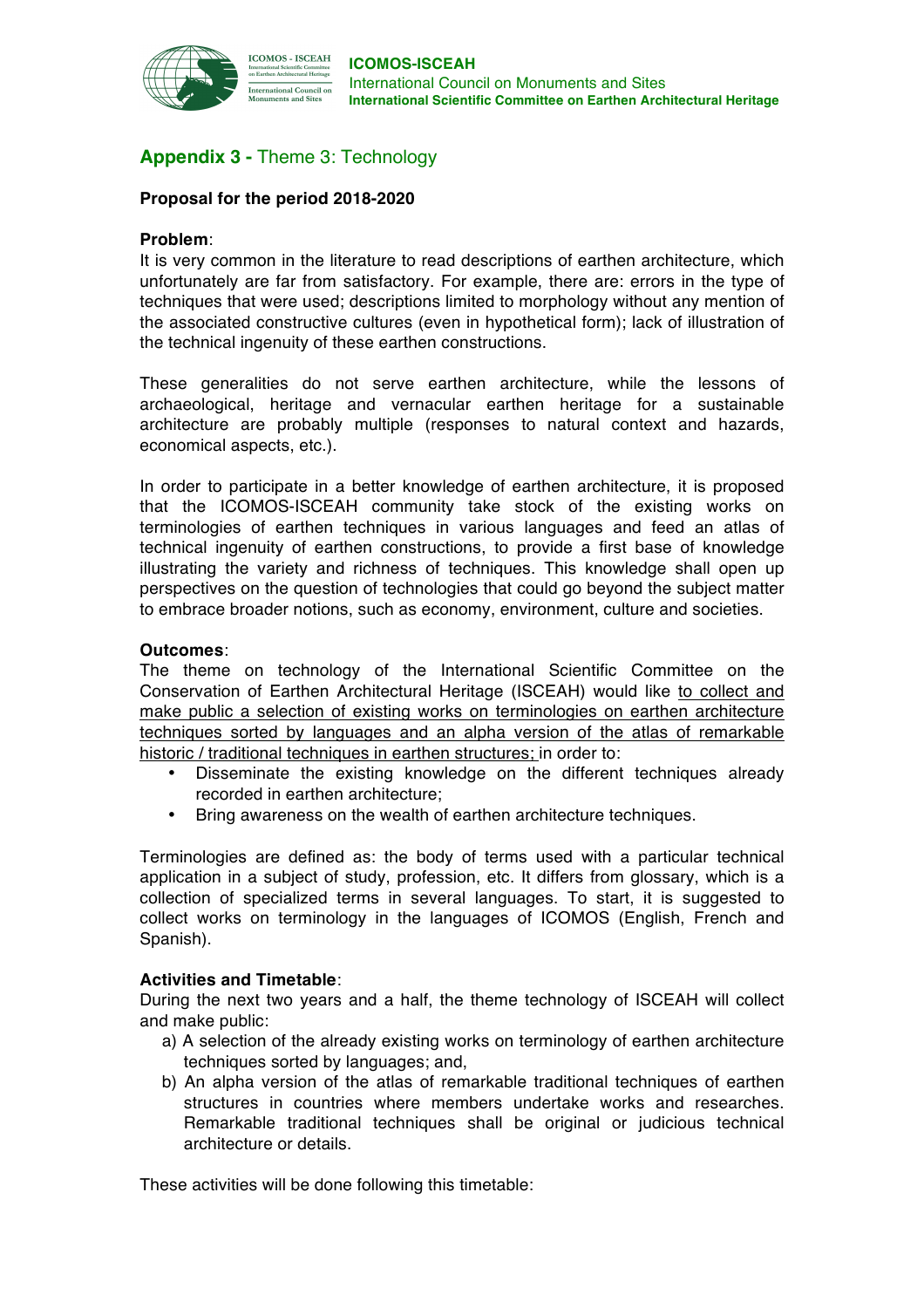## **Appendix 3 -** Theme 3: Technology

**Proposal for the period 2018-2020**

**Problem**:
It is very common in the literature to read descriptions of earthen architecture, which unfortunately are far from satisfactory. For example, there are: errors in the type of techniques that were used; descriptions limited to morphology without any mention of the associated constructive cultures (even in hypothetical form); lack of illustration of the technical ingenuity of these earthen constructions.

These generalities do not serve earthen architecture, while the lessons of archaeological, heritage and vernacular earthen heritage for a sustainable architecture are probably multiple (responses to natural context and hazards, economical aspects, etc.).

In order to participate in a better knowledge of earthen architecture, it is proposed that the ICOMOS-ISCEAH community take stock of the existing works on terminologies of earthen techniques in various languages and feed an atlas of technical ingenuity of earthen constructions, to provide a first base of knowledge illustrating the variety and richness of techniques. This knowledge shall open up perspectives on the question of technologies that could go beyond the subject matter to embrace broader notions, such as economy, environment, culture and societies.

**Outcomes**:
The theme on technology of the International Scientific Committee on the Conservation of Earthen Architectural Heritage (ISCEAH) would like <u>to collect and make public a selection of existing works on terminologies on earthen architecture techniques sorted by languages and an alpha version of the atlas of remarkable historic / traditional techniques in earthen structures;</u> in order to:

- Disseminate the existing knowledge on the different techniques already recorded in earthen architecture;
- Bring awareness on the wealth of earthen architecture techniques.

Terminologies are defined as: the body of terms used with a particular technical application in a subject of study, profession, etc. It differs from glossary, which is a collection of specialized terms in several languages. To start, it is suggested to collect works on terminology in the languages of ICOMOS (English, French and Spanish).

**Activities and Timetable**:
During the next two years and a half, the theme technology of ISCEAH will collect and make public:

a) A selection of the already existing works on terminology of earthen architecture techniques sorted by languages; and,
b) An alpha version of the atlas of remarkable traditional techniques of earthen structures in countries where members undertake works and researches. Remarkable traditional techniques shall be original or judicious technical architecture or details.

These activities will be done following this timetable: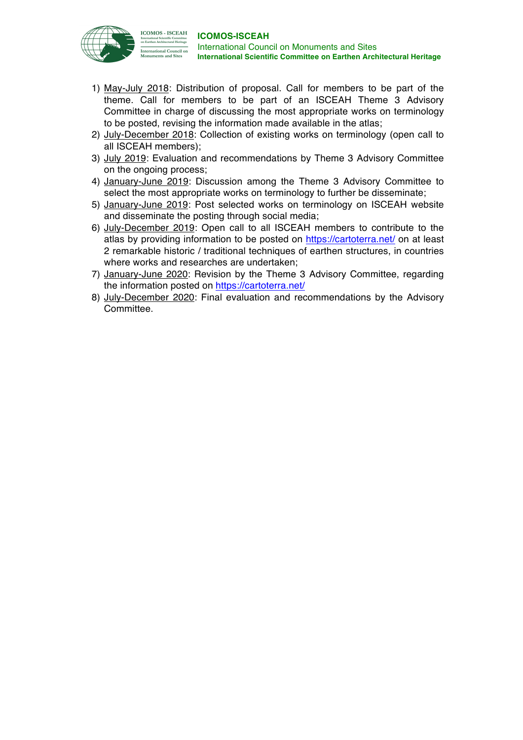1) May-July 2018: Distribution of proposal. Call for members to be part of the theme. Call for members to be part of an ISCEAH Theme 3 Advisory Committee in charge of discussing the most appropriate works on terminology to be posted, revising the information made available in the atlas;
2) July-December 2018: Collection of existing works on terminology (open call to all ISCEAH members);
3) July 2019: Evaluation and recommendations by Theme 3 Advisory Committee on the ongoing process;
4) January-June 2019: Discussion among the Theme 3 Advisory Committee to select the most appropriate works on terminology to further be disseminate;
5) January-June 2019: Post selected works on terminology on ISCEAH website and disseminate the posting through social media;
6) July-December 2019: Open call to all ISCEAH members to contribute to the atlas by providing information to be posted on https://cartoterra.net/ on at least 2 remarkable historic / traditional techniques of earthen structures, in countries where works and researches are undertaken;
7) January-June 2020: Revision by the Theme 3 Advisory Committee, regarding the information posted on https://cartoterra.net/
8) July-December 2020: Final evaluation and recommendations by the Advisory Committee.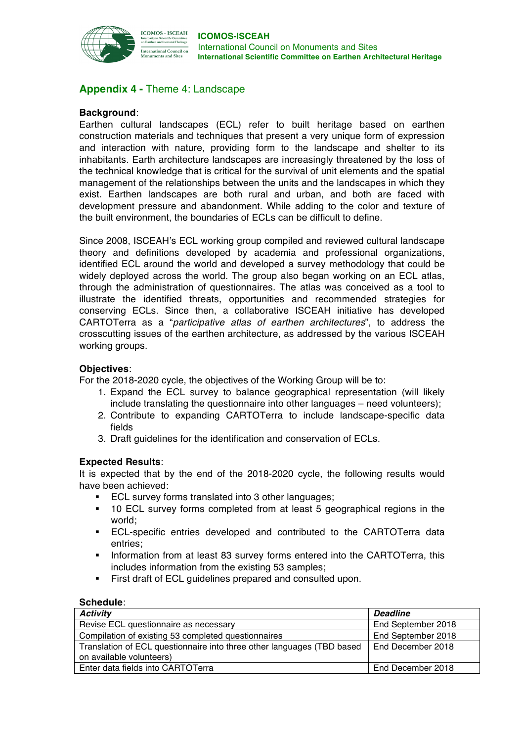## **Appendix 4 -** Theme 4: Landscape

**Background**:
Earthen cultural landscapes (ECL) refer to built heritage based on earthen construction materials and techniques that present a very unique form of expression and interaction with nature, providing form to the landscape and shelter to its inhabitants. Earth architecture landscapes are increasingly threatened by the loss of the technical knowledge that is critical for the survival of unit elements and the spatial management of the relationships between the units and the landscapes in which they exist. Earthen landscapes are both rural and urban, and both are faced with development pressure and abandonment. While adding to the color and texture of the built environment, the boundaries of ECLs can be difficult to define.

Since 2008, ISCEAH's ECL working group compiled and reviewed cultural landscape theory and definitions developed by academia and professional organizations, identified ECL around the world and developed a survey methodology that could be widely deployed across the world. The group also began working on an ECL atlas, through the administration of questionnaires. The atlas was conceived as a tool to illustrate the identified threats, opportunities and recommended strategies for conserving ECLs. Since then, a collaborative ISCEAH initiative has developed CARTOTerra as a "*participative atlas of earthen architectures*", to address the crosscutting issues of the earthen architecture, as addressed by the various ISCEAH working groups.

**Objectives**:
For the 2018-2020 cycle, the objectives of the Working Group will be to:

1. Expand the ECL survey to balance geographical representation (will likely include translating the questionnaire into other languages – need volunteers);
2. Contribute to expanding CARTOTerra to include landscape-specific data fields
3. Draft guidelines for the identification and conservation of ECLs.

**Expected Results**:
It is expected that by the end of the 2018-2020 cycle, the following results would have been achieved:

- ECL survey forms translated into 3 other languages;
- 10 ECL survey forms completed from at least 5 geographical regions in the world;
- ECL-specific entries developed and contributed to the CARTOTerra data entries;
- Information from at least 83 survey forms entered into the CARTOTerra, this includes information from the existing 53 samples;
- First draft of ECL guidelines prepared and consulted upon.

**Schedule**:

| ***Activity*** | ***Deadline*** |
|---|---|
| Revise ECL questionnaire as necessary | End September 2018 |
| Compilation of existing 53 completed questionnaires | End September 2018 |
| Translation of ECL questionnaire into three other languages (TBD based on available volunteers) | End December 2018 |
| Enter data fields into CARTOTerra | End December 2018 |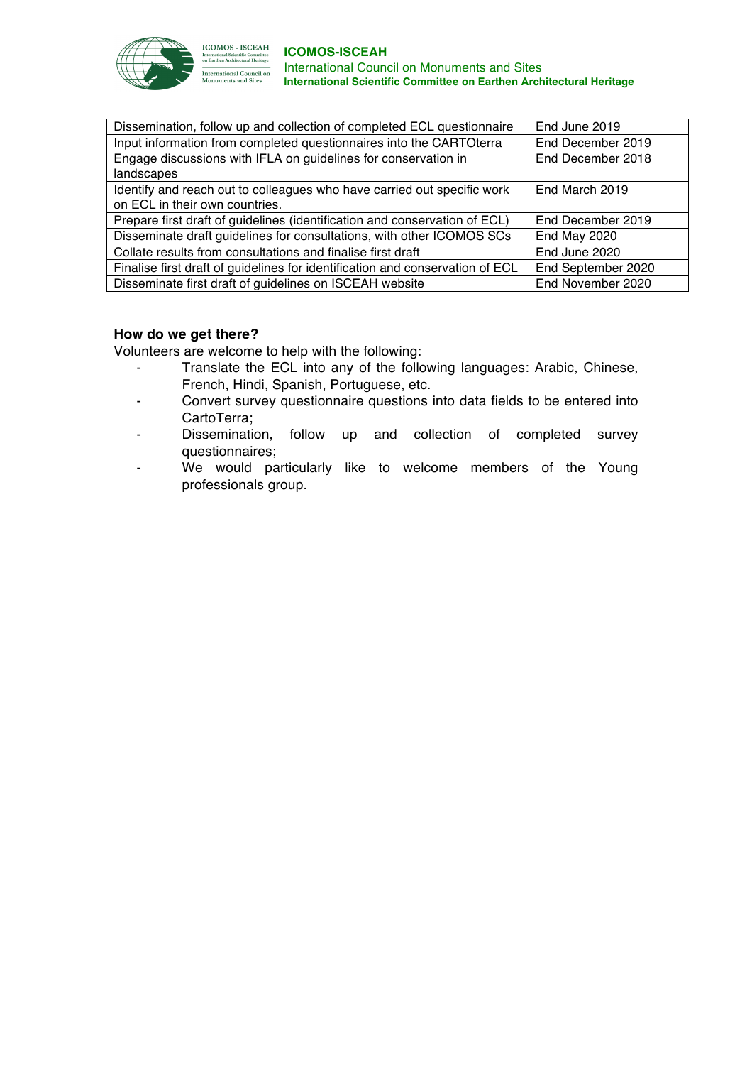| Dissemination, follow up and collection of completed ECL questionnaire | End June 2019 |
| --- | --- |
| Input information from completed questionnaires into the CARTOterra | End December 2019 |
| Engage discussions with IFLA on guidelines for conservation in landscapes | End December 2018 |
| Identify and reach out to colleagues who have carried out specific work on ECL in their own countries. | End March 2019 |
| Prepare first draft of guidelines (identification and conservation of ECL) | End December 2019 |
| Disseminate draft guidelines for consultations, with other ICOMOS SCs | End May 2020 |
| Collate results from consultations and finalise first draft | End June 2020 |
| Finalise first draft of guidelines for identification and conservation of ECL | End September 2020 |
| Disseminate first draft of guidelines on ISCEAH website | End November 2020 |

**How do we get there?**

Volunteers are welcome to help with the following:

- Translate the ECL into any of the following languages: Arabic, Chinese, French, Hindi, Spanish, Portuguese, etc.
- Convert survey questionnaire questions into data fields to be entered into CartoTerra;
- Dissemination, follow up and collection of completed survey questionnaires;
- We would particularly like to welcome members of the Young professionals group.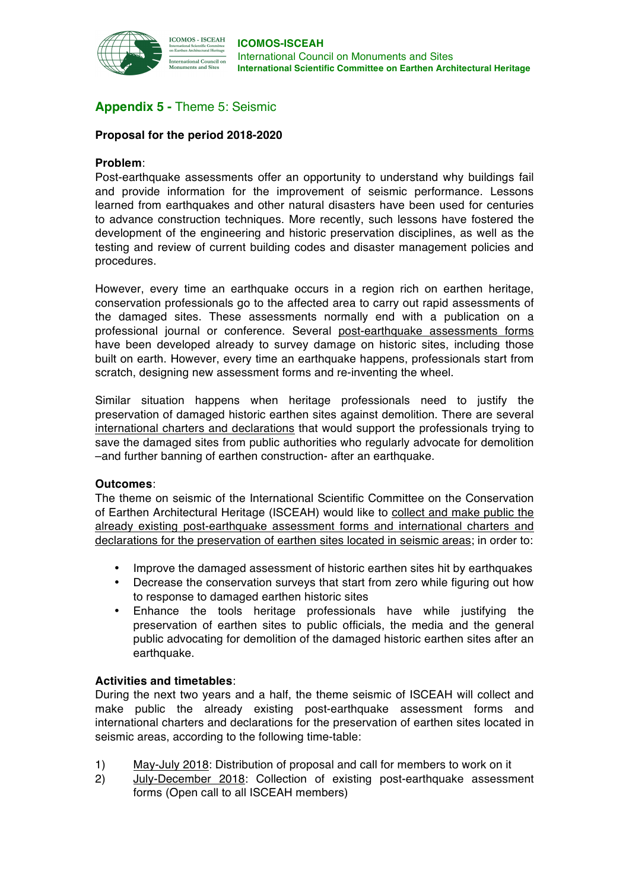## **Appendix 5 -** Theme 5: Seismic

**Proposal for the period 2018-2020**

**Problem**:

Post-earthquake assessments offer an opportunity to understand why buildings fail and provide information for the improvement of seismic performance. Lessons learned from earthquakes and other natural disasters have been used for centuries to advance construction techniques. More recently, such lessons have fostered the development of the engineering and historic preservation disciplines, as well as the testing and review of current building codes and disaster management policies and procedures.

However, every time an earthquake occurs in a region rich on earthen heritage, conservation professionals go to the affected area to carry out rapid assessments of the damaged sites. These assessments normally end with a publication on a professional journal or conference. Several post-earthquake assessments forms have been developed already to survey damage on historic sites, including those built on earth. However, every time an earthquake happens, professionals start from scratch, designing new assessment forms and re-inventing the wheel.

Similar situation happens when heritage professionals need to justify the preservation of damaged historic earthen sites against demolition. There are several international charters and declarations that would support the professionals trying to save the damaged sites from public authorities who regularly advocate for demolition –and further banning of earthen construction- after an earthquake.

**Outcomes**:

The theme on seismic of the International Scientific Committee on the Conservation of Earthen Architectural Heritage (ISCEAH) would like to collect and make public the already existing post-earthquake assessment forms and international charters and declarations for the preservation of earthen sites located in seismic areas; in order to:

- Improve the damaged assessment of historic earthen sites hit by earthquakes
- Decrease the conservation surveys that start from zero while figuring out how to response to damaged earthen historic sites
- Enhance the tools heritage professionals have while justifying the preservation of earthen sites to public officials, the media and the general public advocating for demolition of the damaged historic earthen sites after an earthquake.

**Activities and timetables**:

During the next two years and a half, the theme seismic of ISCEAH will collect and make public the already existing post-earthquake assessment forms and international charters and declarations for the preservation of earthen sites located in seismic areas, according to the following time-table:

1) May-July 2018: Distribution of proposal and call for members to work on it
2) July-December 2018: Collection of existing post-earthquake assessment forms (Open call to all ISCEAH members)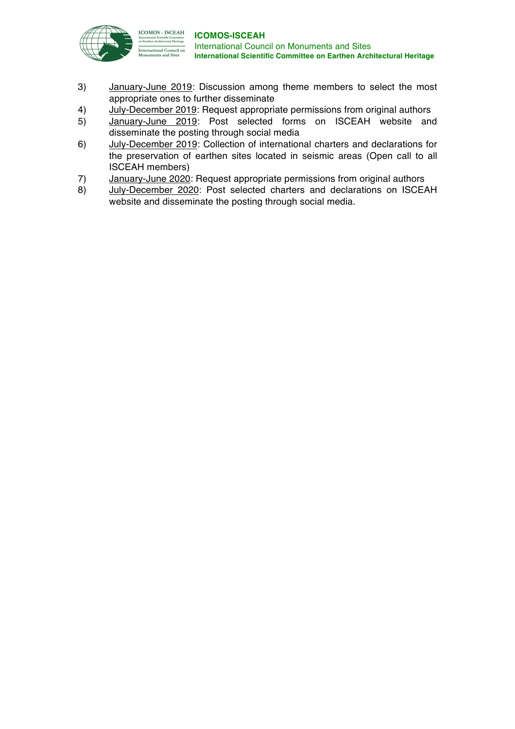3) January-June 2019: Discussion among theme members to select the most appropriate ones to further disseminate
4) July-December 2019: Request appropriate permissions from original authors
5) January-June 2019: Post selected forms on ISCEAH website and disseminate the posting through social media
6) July-December 2019: Collection of international charters and declarations for the preservation of earthen sites located in seismic areas (Open call to all ISCEAH members)
7) January-June 2020: Request appropriate permissions from original authors
8) July-December 2020: Post selected charters and declarations on ISCEAH website and disseminate the posting through social media.